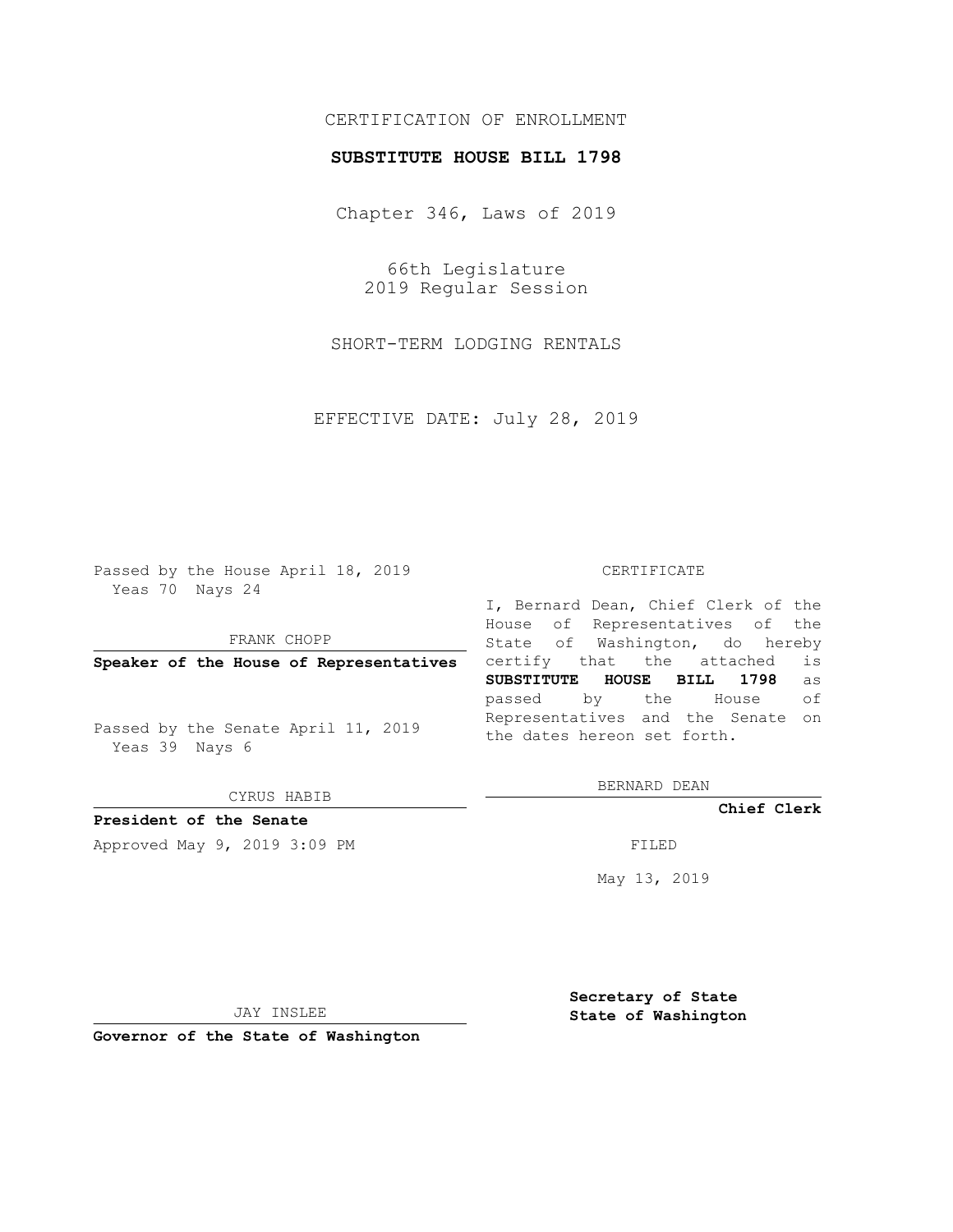CERTIFICATION OF ENROLLMENT

**SUBSTITUTE HOUSE BILL 1798**

Chapter 346, Laws of 2019

66th Legislature
2019 Regular Session

SHORT-TERM LODGING RENTALS

EFFECTIVE DATE: July 28, 2019

Passed by the House April 18, 2019
Yeas 70 Nays 24

FRANK CHOPP

**Speaker of the House of Representatives**

Passed by the Senate April 11, 2019
Yeas 39 Nays 6

CYRUS HABIB

**President of the Senate**

Approved May 9, 2019 3:09 PM

JAY INSLEE

**Governor of the State of Washington**

CERTIFICATE

I, Bernard Dean, Chief Clerk of the House of Representatives of the State of Washington, do hereby certify that the attached is **SUBSTITUTE HOUSE BILL 1798** as passed by the House of Representatives and the Senate on the dates hereon set forth.

BERNARD DEAN

**Chief Clerk**

FILED

May 13, 2019

**Secretary of State**
**State of Washington**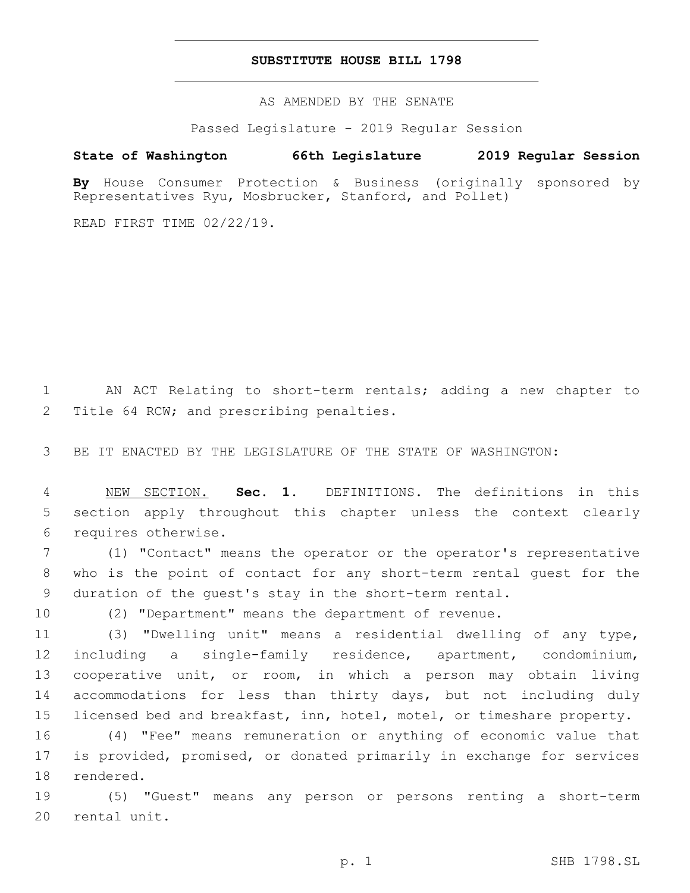# SUBSTITUTE HOUSE BILL 1798

AS AMENDED BY THE SENATE

Passed Legislature - 2019 Regular Session

**State of Washington 66th Legislature 2019 Regular Session**

**By** House Consumer Protection & Business (originally sponsored by Representatives Ryu, Mosbrucker, Stanford, and Pollet)

READ FIRST TIME 02/22/19.

AN ACT Relating to short-term rentals; adding a new chapter to Title 64 RCW; and prescribing penalties.

BE IT ENACTED BY THE LEGISLATURE OF THE STATE OF WASHINGTON:

NEW SECTION. **Sec. 1.** DEFINITIONS. The definitions in this section apply throughout this chapter unless the context clearly requires otherwise.

(1) "Contact" means the operator or the operator's representative who is the point of contact for any short-term rental guest for the duration of the guest's stay in the short-term rental.

(2) "Department" means the department of revenue.

(3) "Dwelling unit" means a residential dwelling of any type, including a single-family residence, apartment, condominium, cooperative unit, or room, in which a person may obtain living accommodations for less than thirty days, but not including duly licensed bed and breakfast, inn, hotel, motel, or timeshare property.

(4) "Fee" means remuneration or anything of economic value that is provided, promised, or donated primarily in exchange for services rendered.

(5) "Guest" means any person or persons renting a short-term rental unit.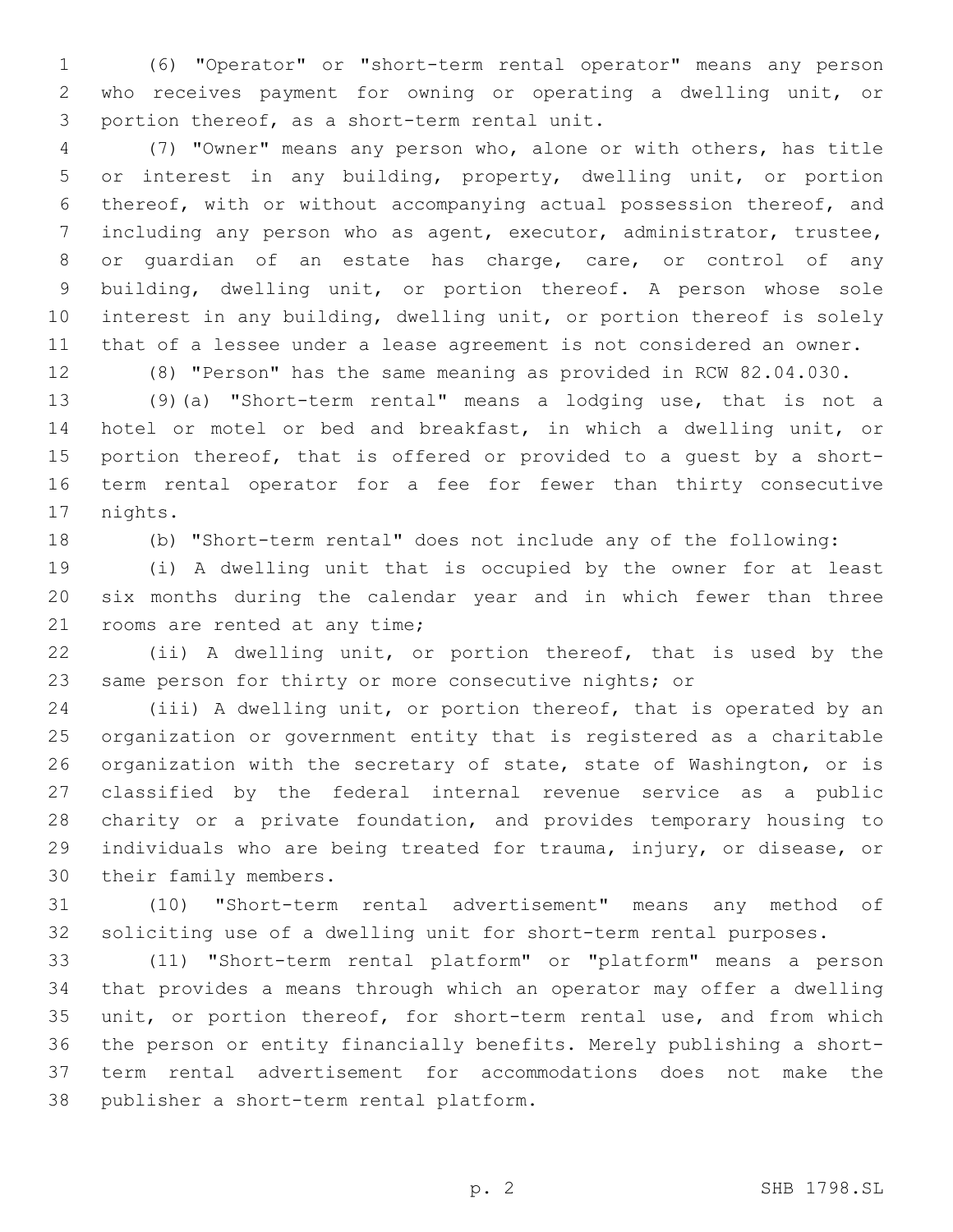(6) "Operator" or "short-term rental operator" means any person who receives payment for owning or operating a dwelling unit, or portion thereof, as a short-term rental unit.

(7) "Owner" means any person who, alone or with others, has title or interest in any building, property, dwelling unit, or portion thereof, with or without accompanying actual possession thereof, and including any person who as agent, executor, administrator, trustee, or guardian of an estate has charge, care, or control of any building, dwelling unit, or portion thereof. A person whose sole interest in any building, dwelling unit, or portion thereof is solely that of a lessee under a lease agreement is not considered an owner.

(8) "Person" has the same meaning as provided in RCW 82.04.030.

(9)(a) "Short-term rental" means a lodging use, that is not a hotel or motel or bed and breakfast, in which a dwelling unit, or portion thereof, that is offered or provided to a guest by a short-term rental operator for a fee for fewer than thirty consecutive nights.

(b) "Short-term rental" does not include any of the following:

(i) A dwelling unit that is occupied by the owner for at least six months during the calendar year and in which fewer than three rooms are rented at any time;

(ii) A dwelling unit, or portion thereof, that is used by the same person for thirty or more consecutive nights; or

(iii) A dwelling unit, or portion thereof, that is operated by an organization or government entity that is registered as a charitable organization with the secretary of state, state of Washington, or is classified by the federal internal revenue service as a public charity or a private foundation, and provides temporary housing to individuals who are being treated for trauma, injury, or disease, or their family members.

(10) "Short-term rental advertisement" means any method of soliciting use of a dwelling unit for short-term rental purposes.

(11) "Short-term rental platform" or "platform" means a person that provides a means through which an operator may offer a dwelling unit, or portion thereof, for short-term rental use, and from which the person or entity financially benefits. Merely publishing a short-term rental advertisement for accommodations does not make the publisher a short-term rental platform.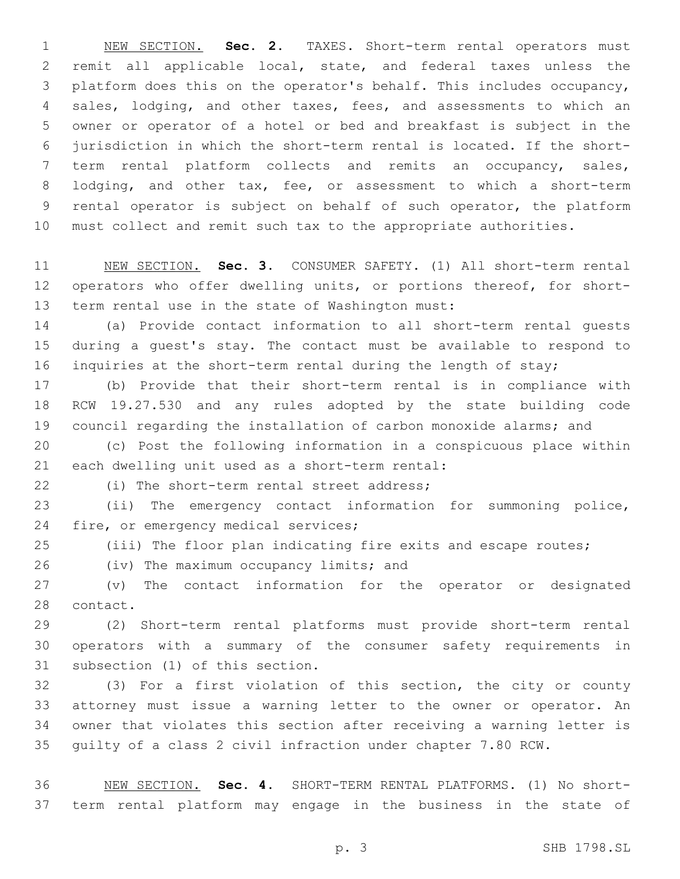NEW SECTION. **Sec. 2.** TAXES. Short-term rental operators must remit all applicable local, state, and federal taxes unless the platform does this on the operator's behalf. This includes occupancy, sales, lodging, and other taxes, fees, and assessments to which an owner or operator of a hotel or bed and breakfast is subject in the jurisdiction in which the short-term rental is located. If the short-term rental platform collects and remits an occupancy, sales, lodging, and other tax, fee, or assessment to which a short-term rental operator is subject on behalf of such operator, the platform must collect and remit such tax to the appropriate authorities.

NEW SECTION. **Sec. 3.** CONSUMER SAFETY. (1) All short-term rental operators who offer dwelling units, or portions thereof, for short-term rental use in the state of Washington must:

(a) Provide contact information to all short-term rental guests during a guest's stay. The contact must be available to respond to inquiries at the short-term rental during the length of stay;

(b) Provide that their short-term rental is in compliance with RCW 19.27.530 and any rules adopted by the state building code council regarding the installation of carbon monoxide alarms; and

(c) Post the following information in a conspicuous place within each dwelling unit used as a short-term rental:

(i) The short-term rental street address;

(ii) The emergency contact information for summoning police, fire, or emergency medical services;

(iii) The floor plan indicating fire exits and escape routes;

(iv) The maximum occupancy limits; and

(v) The contact information for the operator or designated contact.

(2) Short-term rental platforms must provide short-term rental operators with a summary of the consumer safety requirements in subsection (1) of this section.

(3) For a first violation of this section, the city or county attorney must issue a warning letter to the owner or operator. An owner that violates this section after receiving a warning letter is guilty of a class 2 civil infraction under chapter 7.80 RCW.

NEW SECTION. **Sec. 4.** SHORT-TERM RENTAL PLATFORMS. (1) No short-term rental platform may engage in the business in the state of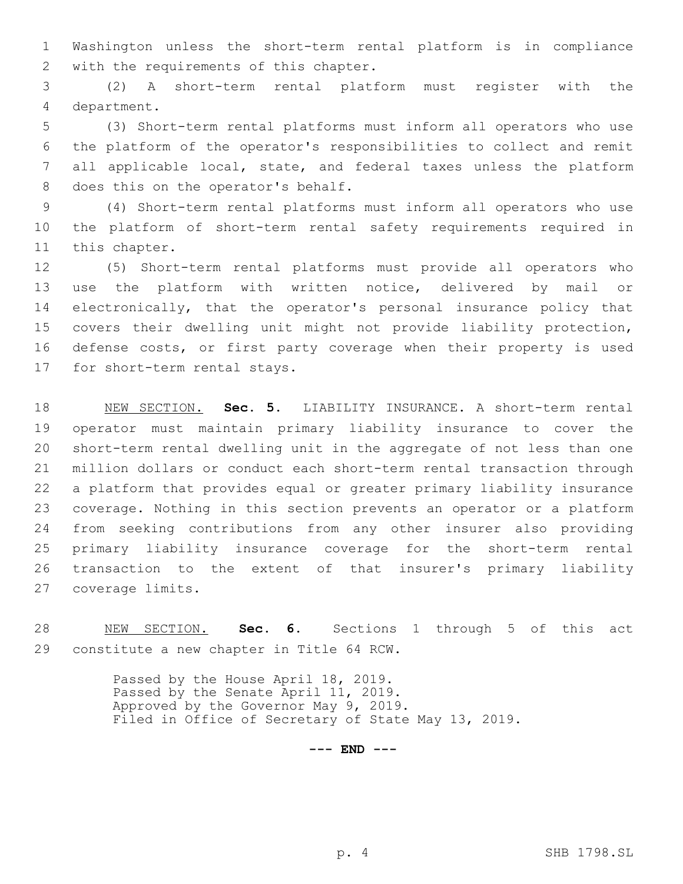Washington unless the short-term rental platform is in compliance with the requirements of this chapter.

(2) A short-term rental platform must register with the department.

(3) Short-term rental platforms must inform all operators who use the platform of the operator's responsibilities to collect and remit all applicable local, state, and federal taxes unless the platform does this on the operator's behalf.

(4) Short-term rental platforms must inform all operators who use the platform of short-term rental safety requirements required in this chapter.

(5) Short-term rental platforms must provide all operators who use the platform with written notice, delivered by mail or electronically, that the operator's personal insurance policy that covers their dwelling unit might not provide liability protection, defense costs, or first party coverage when their property is used for short-term rental stays.

NEW SECTION. **Sec. 5.** LIABILITY INSURANCE. A short-term rental operator must maintain primary liability insurance to cover the short-term rental dwelling unit in the aggregate of not less than one million dollars or conduct each short-term rental transaction through a platform that provides equal or greater primary liability insurance coverage. Nothing in this section prevents an operator or a platform from seeking contributions from any other insurer also providing primary liability insurance coverage for the short-term rental transaction to the extent of that insurer's primary liability coverage limits.

NEW SECTION. **Sec. 6.** Sections 1 through 5 of this act constitute a new chapter in Title 64 RCW.

Passed by the House April 18, 2019.
Passed by the Senate April 11, 2019.
Approved by the Governor May 9, 2019.
Filed in Office of Secretary of State May 13, 2019.

**--- END ---**